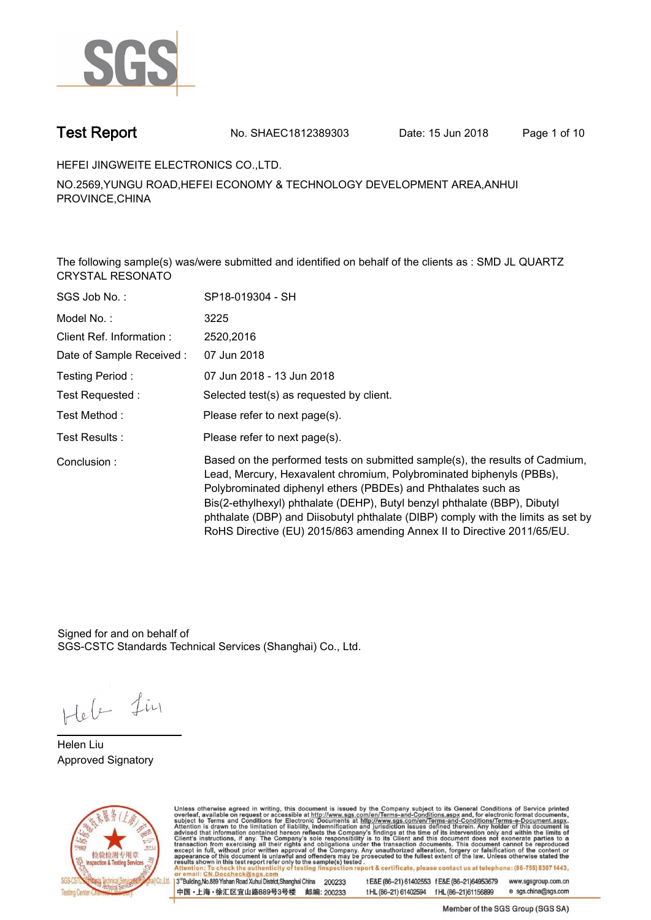# Test Report

No. SHAEC1812389303 Date: 15 Jun 2018

HEFEI JINGWEITE ELECTRONICS CO.,LTD.

NO.2569,YUNGU ROAD,HEFEI ECONOMY & TECHNOLOGY DEVELOPMENT AREA,ANHUI PROVINCE,CHINA

The following sample(s) was/were submitted and identified on behalf of the clients as : SMD JL QUARTZ CRYSTAL RESONATO

| | |
|---|---|
| SGS Job No. : | SP18-019304 - SH |
| Model No. : | 3225 |
| Client Ref. Information : | 2520,2016 |
| Date of Sample Received : | 07 Jun 2018 |
| Testing Period : | 07 Jun 2018 - 13 Jun 2018 |
| Test Requested : | Selected test(s) as requested by client. |
| Test Method : | Please refer to next page(s). |
| Test Results : | Please refer to next page(s). |
| Conclusion : | Based on the performed tests on submitted sample(s), the results of Cadmium, Lead, Mercury, Hexavalent chromium, Polybrominated biphenyls (PBBs), Polybrominated diphenyl ethers (PBDEs) and Phthalates such as Bis(2-ethylhexyl) phthalate (DEHP), Butyl benzyl phthalate (BBP), Dibutyl phthalate (DBP) and Diisobutyl phthalate (DIBP) comply with the limits as set by RoHS Directive (EU) 2015/863 amending Annex II to Directive 2011/65/EU. |

Signed for and on behalf of
SGS-CSTC Standards Technical Services (Shanghai) Co., Ltd.

Helen Liu
Approved Signatory

Unless otherwise agreed in writing, this document is issued by the Company subject to its General Conditions of Service printed overleaf, available on request or accessible at http://www.sgs.com/en/Terms-and-Conditions.aspx and, for electronic format documents, subject to Terms and Conditions for Electronic Documents at http://www.sgs.com/en/Terms-and-Conditions/Terms-e-Document.aspx. Attention is drawn to the limitation of liability, indemnification and jurisdiction issues defined therein. Any holder of this document is advised that information contained hereon reflects the Company's findings at the time of its intervention only and within the limits of Client's instructions, if any. The Company's sole responsibility is to its Client and this document does not exonerate parties to a transaction from exercising all their rights and obligations under the transaction documents. This document cannot be reproduced except in full, without prior written approval of the Company. Any unauthorized alteration, forgery or falsification of the content or appearance of this document is unlawful and offenders may be prosecuted to the fullest extent of the law. Unless otherwise stated the results shown in this test report refer only to the sample(s) tested.
Attention: To check the authenticity of testing /inspection report & certificate, please contact us at telephone: (86-755) 8307 1443, or email: CN.Doccheck@sgs.com

3rd Building,No.889 Yishan Road Xuhui District,Shanghai China 200233 t E&E (86–21) 61402553 f E&E (86–21)64953679 www.sgsgroup.com.cn
中国・上海・徐汇区宜山路889号3号楼 邮编: 200233 t HL (86–21) 61402594 f HL (86–21)61156899 e sgs.china@sgs.com

Member of the SGS Group (SGS SA)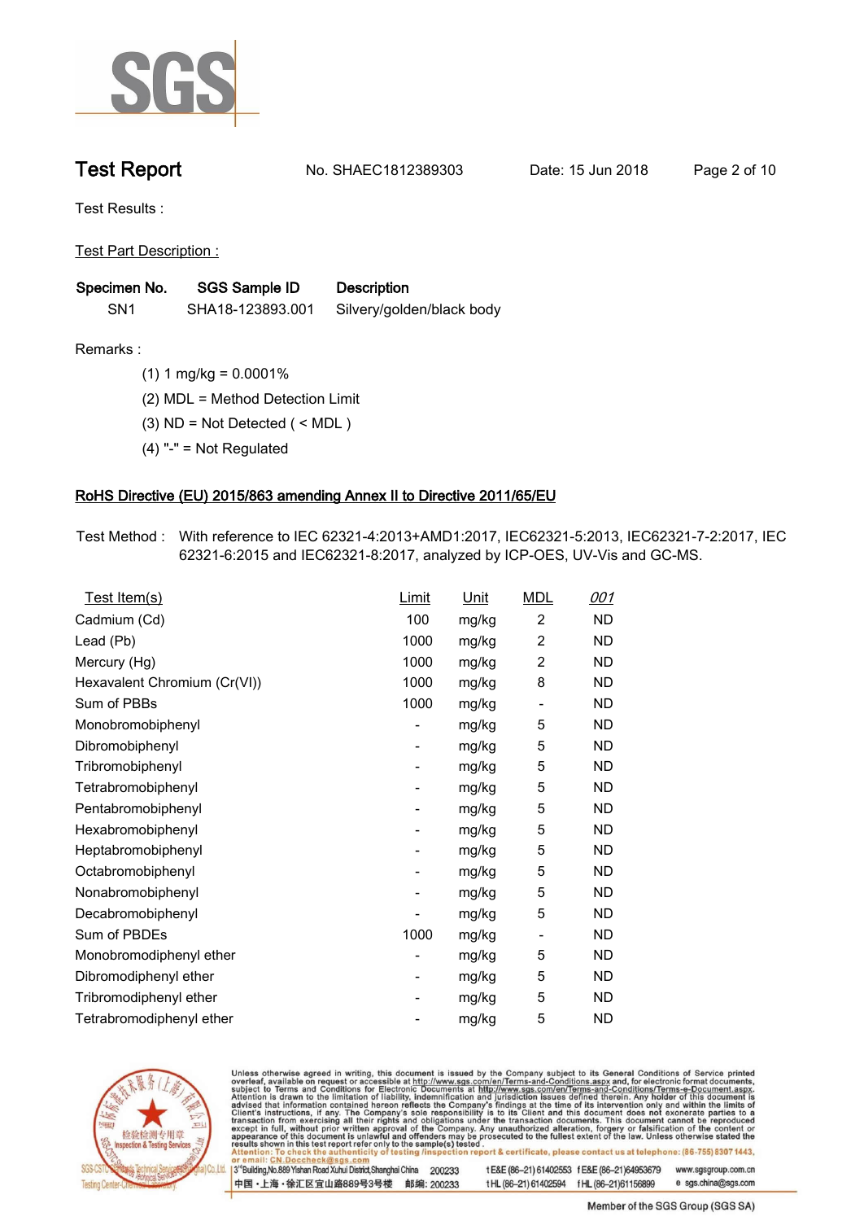## Test Report

No. SHAEC1812389303 Date: 15 Jun 2018

Test Results :

Test Part Description :

| Specimen No. | SGS Sample ID | Description |
|---|---|---|
| SN1 | SHA18-123893.001 | Silvery/golden/black body |

Remarks :

(1) 1 mg/kg = 0.0001%

(2) MDL = Method Detection Limit

(3) ND = Not Detected ( < MDL )

(4) "-" = Not Regulated

### RoHS Directive (EU) 2015/863 amending Annex II to Directive 2011/65/EU

Test Method : With reference to IEC 62321-4:2013+AMD1:2017, IEC62321-5:2013, IEC62321-7-2:2017, IEC 62321-6:2015 and IEC62321-8:2017, analyzed by ICP-OES, UV-Vis and GC-MS.

| Test Item(s) | Limit | Unit | MDL | 001 |
|---|---|---|---|---|
| Cadmium (Cd) | 100 | mg/kg | 2 | ND |
| Lead (Pb) | 1000 | mg/kg | 2 | ND |
| Mercury (Hg) | 1000 | mg/kg | 2 | ND |
| Hexavalent Chromium (Cr(VI)) | 1000 | mg/kg | 8 | ND |
| Sum of PBBs | 1000 | mg/kg | - | ND |
| Monobromobiphenyl | - | mg/kg | 5 | ND |
| Dibromobiphenyl | - | mg/kg | 5 | ND |
| Tribromobiphenyl | - | mg/kg | 5 | ND |
| Tetrabromobiphenyl | - | mg/kg | 5 | ND |
| Pentabromobiphenyl | - | mg/kg | 5 | ND |
| Hexabromobiphenyl | - | mg/kg | 5 | ND |
| Heptabromobiphenyl | - | mg/kg | 5 | ND |
| Octabromobiphenyl | - | mg/kg | 5 | ND |
| Nonabromobiphenyl | - | mg/kg | 5 | ND |
| Decabromobiphenyl | - | mg/kg | 5 | ND |
| Sum of PBDEs | 1000 | mg/kg | - | ND |
| Monobromodiphenyl ether | - | mg/kg | 5 | ND |
| Dibromodiphenyl ether | - | mg/kg | 5 | ND |
| Tribromodiphenyl ether | - | mg/kg | 5 | ND |
| Tetrabromodiphenyl ether | - | mg/kg | 5 | ND |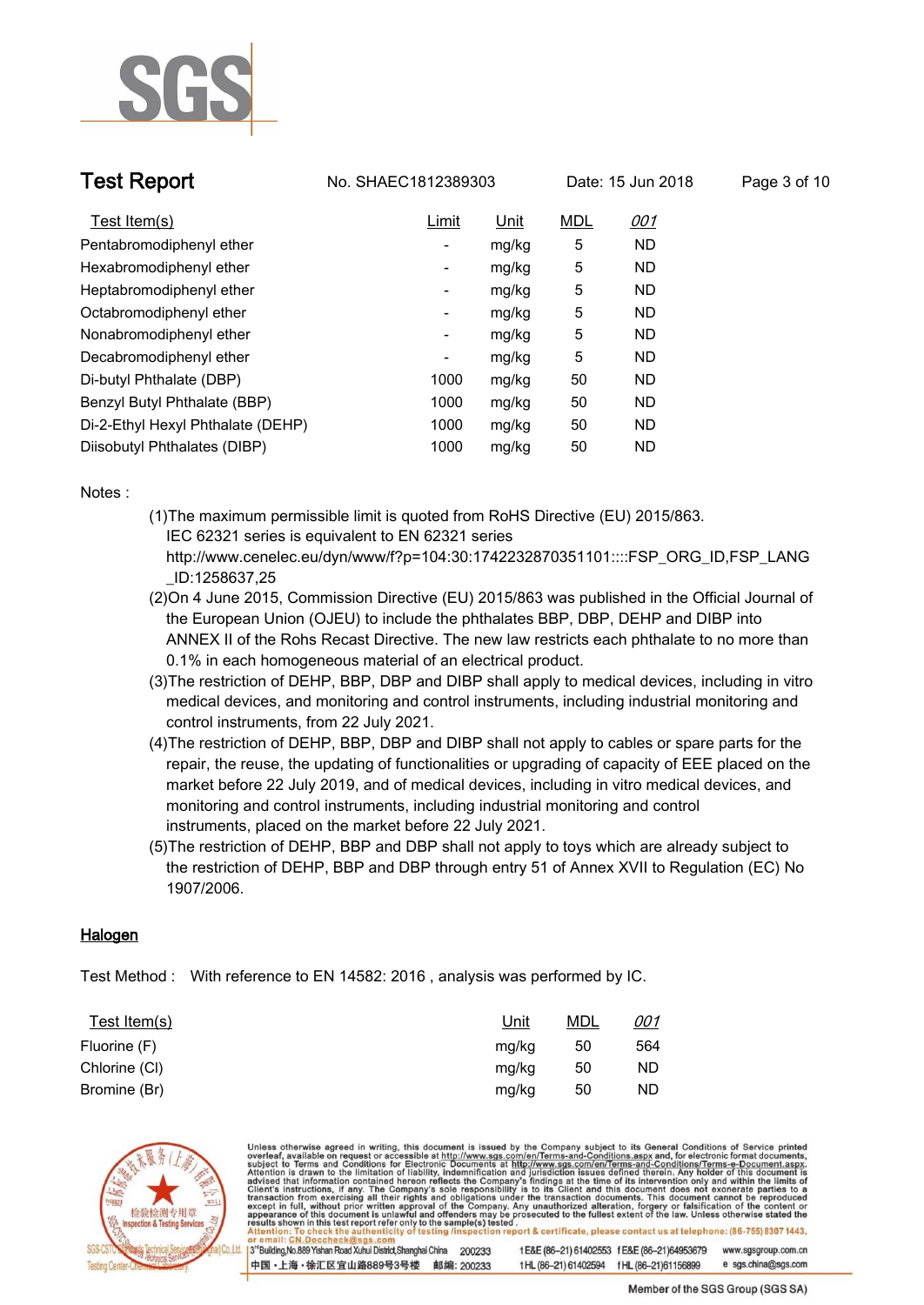| Test Item(s) | Limit | Unit | MDL | *001* |
|---|---|---|---|---|
| Pentabromodiphenyl ether | - | mg/kg | 5 | ND |
| Hexabromodiphenyl ether | - | mg/kg | 5 | ND |
| Heptabromodiphenyl ether | - | mg/kg | 5 | ND |
| Octabromodiphenyl ether | - | mg/kg | 5 | ND |
| Nonabromodiphenyl ether | - | mg/kg | 5 | ND |
| Decabromodiphenyl ether | - | mg/kg | 5 | ND |
| Di-butyl Phthalate (DBP) | 1000 | mg/kg | 50 | ND |
| Benzyl Butyl Phthalate (BBP) | 1000 | mg/kg | 50 | ND |
| Di-2-Ethyl Hexyl Phthalate (DEHP) | 1000 | mg/kg | 50 | ND |
| Diisobutyl Phthalates (DIBP) | 1000 | mg/kg | 50 | ND |

Notes :

(1)The maximum permissible limit is quoted from RoHS Directive (EU) 2015/863.
IEC 62321 series is equivalent to EN 62321 series
http://www.cenelec.eu/dyn/www/f?p=104:30:1742232870351101::::FSP_ORG_ID,FSP_LANG_ID:1258637,25

(2)On 4 June 2015, Commission Directive (EU) 2015/863 was published in the Official Journal of the European Union (OJEU) to include the phthalates BBP, DBP, DEHP and DIBP into ANNEX II of the Rohs Recast Directive. The new law restricts each phthalate to no more than 0.1% in each homogeneous material of an electrical product.

(3)The restriction of DEHP, BBP, DBP and DIBP shall apply to medical devices, including in vitro medical devices, and monitoring and control instruments, including industrial monitoring and control instruments, from 22 July 2021.

(4)The restriction of DEHP, BBP, DBP and DIBP shall not apply to cables or spare parts for the repair, the reuse, the updating of functionalities or upgrading of capacity of EEE placed on the market before 22 July 2019, and of medical devices, including in vitro medical devices, and monitoring and control instruments, including industrial monitoring and control instruments, placed on the market before 22 July 2021.

(5)The restriction of DEHP, BBP and DBP shall not apply to toys which are already subject to the restriction of DEHP, BBP and DBP through entry 51 of Annex XVII to Regulation (EC) No 1907/2006.

## Halogen

Test Method : With reference to EN 14582: 2016 , analysis was performed by IC.

| Test Item(s) | Unit | MDL | *001* |
|---|---|---|---|
| Fluorine (F) | mg/kg | 50 | 564 |
| Chlorine (Cl) | mg/kg | 50 | ND |
| Bromine (Br) | mg/kg | 50 | ND |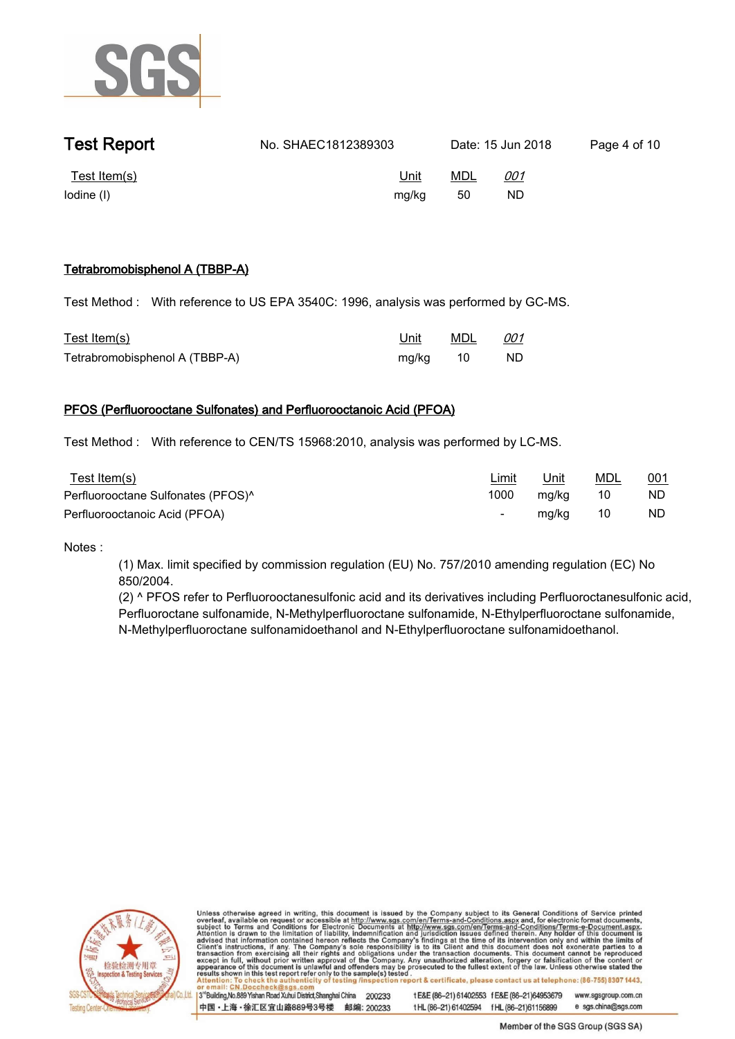| Test Item(s) | Unit | MDL | 001 |
|---|---|---|---|
| Iodine (I) | mg/kg | 50 | ND |

## Tetrabromobisphenol A (TBBP-A)

Test Method : With reference to US EPA 3540C: 1996, analysis was performed by GC-MS.

| Test Item(s) | Unit | MDL | 001 |
|---|---|---|---|
| Tetrabromobisphenol A (TBBP-A) | mg/kg | 10 | ND |

## PFOS (Perfluorooctane Sulfonates) and Perfluorooctanoic Acid (PFOA)

Test Method : With reference to CEN/TS 15968:2010, analysis was performed by LC-MS.

| Test Item(s) | Limit | Unit | MDL | 001 |
|---|---|---|---|---|
| Perfluorooctane Sulfonates (PFOS)^ | 1000 | mg/kg | 10 | ND |
| Perfluorooctanoic Acid (PFOA) | - | mg/kg | 10 | ND |

Notes :

(1) Max. limit specified by commission regulation (EU) No. 757/2010 amending regulation (EC) No 850/2004.

(2) ^ PFOS refer to Perfluorooctanesulfonic acid and its derivatives including Perfluorooctanesulfonic acid, Perfluorooctane sulfonamide, N-Methylperfluoroctane sulfonamide, N-Ethylperfluoroctane sulfonamide, N-Methylperfluoroctane sulfonamidoethanol and N-Ethylperfluoroctane sulfonamidoethanol.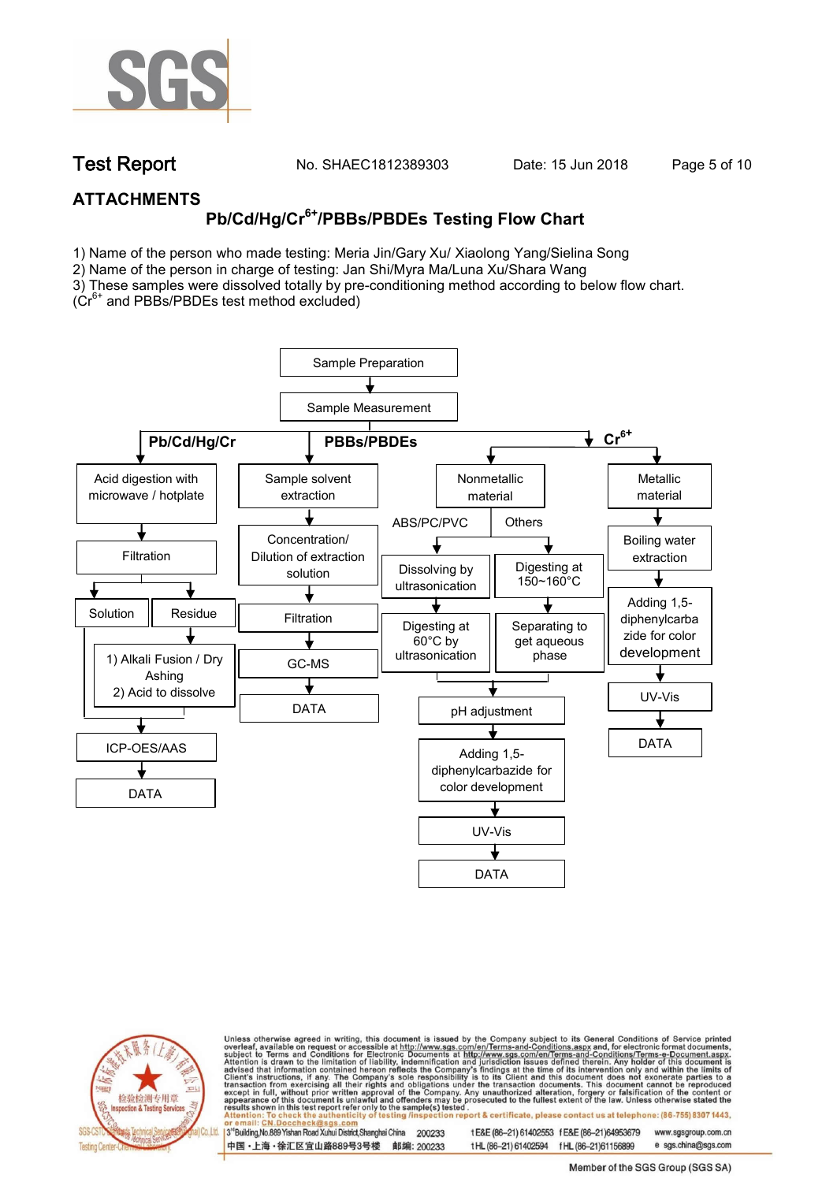## ATTACHMENTS

### Pb/Cd/Hg/$Cr^{6+}$/PBBs/PBDEs Testing Flow Chart

1) Name of the person who made testing: Meria Jin/Gary Xu/ Xiaolong Yang/Sielina Song
2) Name of the person in charge of testing: Jan Shi/Myra Ma/Luna Xu/Shara Wang
3) These samples were dissolved totally by pre-conditioning method according to below flow chart. ($Cr^{6+}$ and PBBs/PBDEs test method excluded)

Sample Preparation → Sample Measurement

**Pb/Cd/Hg/Cr**
- Acid digestion with microwave / hotplate → Filtration
  - Solution → ICP-OES/AAS → DATA
  - Residue → 1) Alkali Fusion / Dry Ashing 2) Acid to dissolve → ICP-OES/AAS → DATA

**PBBs/PBDEs**
- Sample solvent extraction → Concentration/ Dilution of extraction solution → Filtration → GC-MS → DATA

**$Cr^{6+}$**
- Nonmetallic material
  - ABS/PC/PVC → Dissolving by ultrasonication → Digesting at 60°C by ultrasonication
  - Others → Digesting at 150~160°C → Separating to get aqueous phase
  - → pH adjustment → Adding 1,5-diphenylcarbazide for color development → UV-Vis → DATA
- Metallic material → Boiling water extraction → Adding 1,5-diphenylcarbazide for color development → UV-Vis → DATA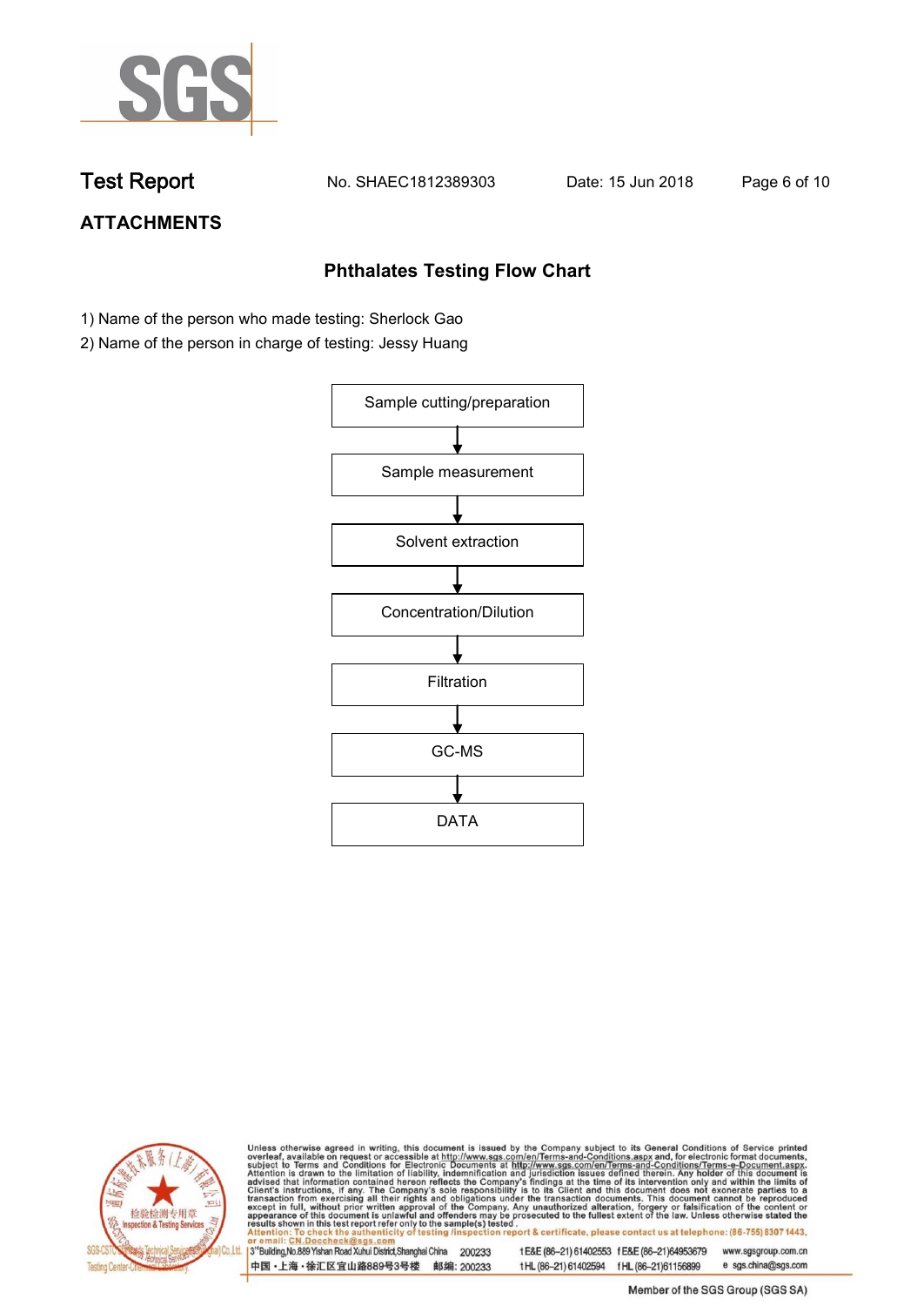## ATTACHMENTS

### Phthalates Testing Flow Chart

1) Name of the person who made testing: Sherlock Gao
2) Name of the person in charge of testing: Jessy Huang

Sample cutting/preparation

↓

Sample measurement

↓

Solvent extraction

↓

Concentration/Dilution

↓

Filtration

↓

GC-MS

↓

DATA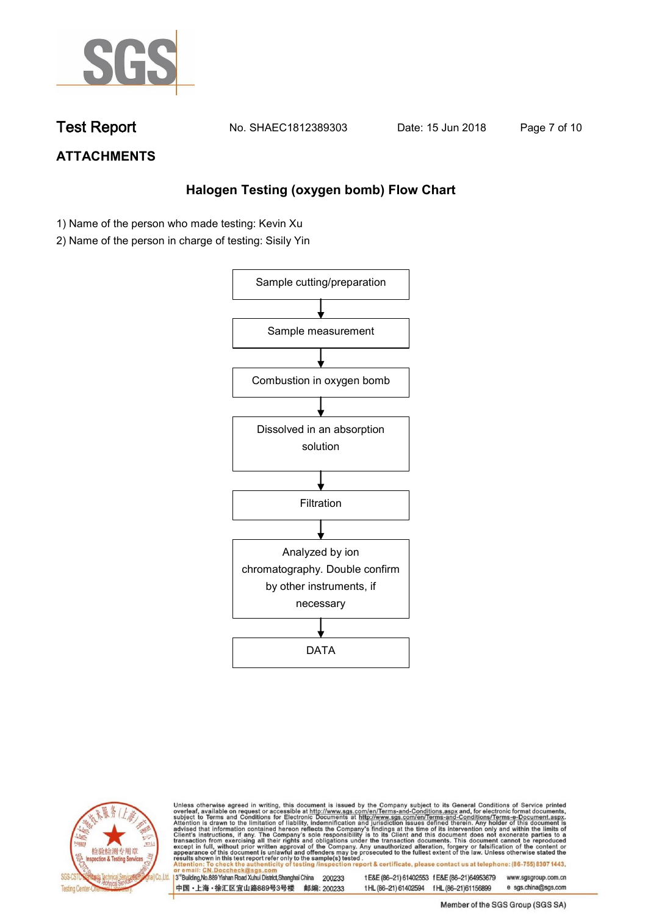## ATTACHMENTS

### Halogen Testing (oxygen bomb) Flow Chart

1) Name of the person who made testing: Kevin Xu
2) Name of the person in charge of testing: Sisily Yin

Sample cutting/preparation

↓

Sample measurement

↓

Combustion in oxygen bomb

↓

Dissolved in an absorption solution

↓

Filtration

↓

Analyzed by ion chromatography. Double confirm by other instruments, if necessary

↓

DATA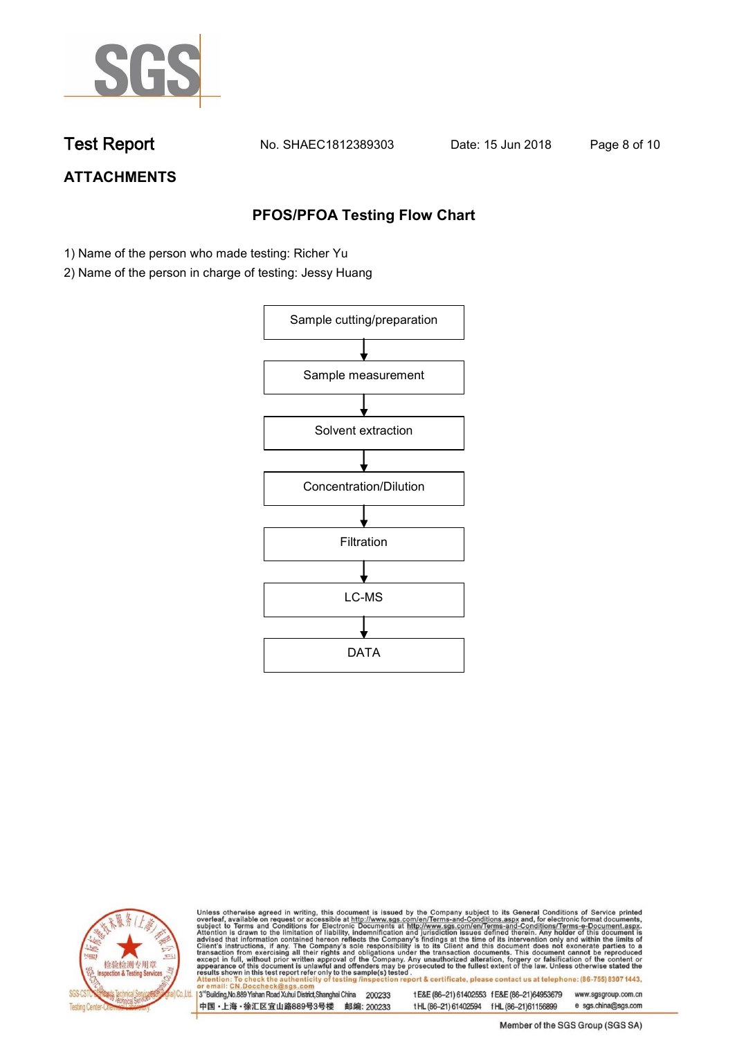## ATTACHMENTS

### PFOS/PFOA Testing Flow Chart

1) Name of the person who made testing: Richer Yu
2) Name of the person in charge of testing: Jessy Huang

Sample cutting/preparation

↓

Sample measurement

↓

Solvent extraction

↓

Concentration/Dilution

↓

Filtration

↓

LC-MS

↓

DATA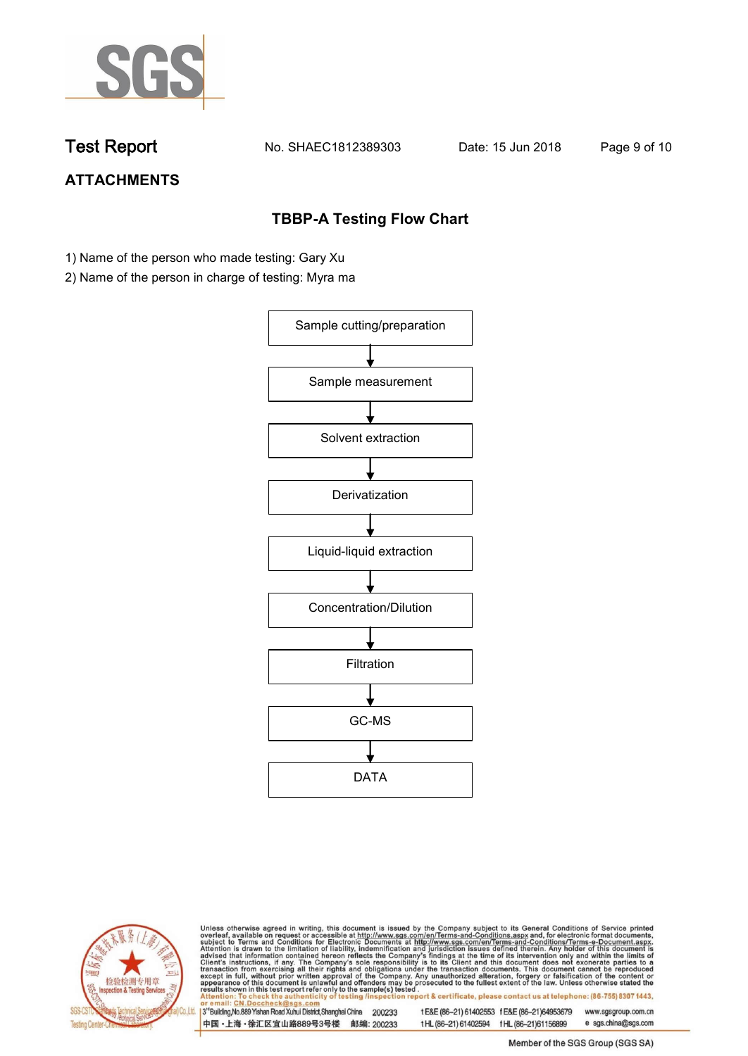## ATTACHMENTS

### TBBP-A Testing Flow Chart

1) Name of the person who made testing: Gary Xu
2) Name of the person in charge of testing: Myra ma

Sample cutting/preparation

↓

Sample measurement

↓

Solvent extraction

↓

Derivatization

↓

Liquid-liquid extraction

↓

Concentration/Dilution

↓

Filtration

↓

GC-MS

↓

DATA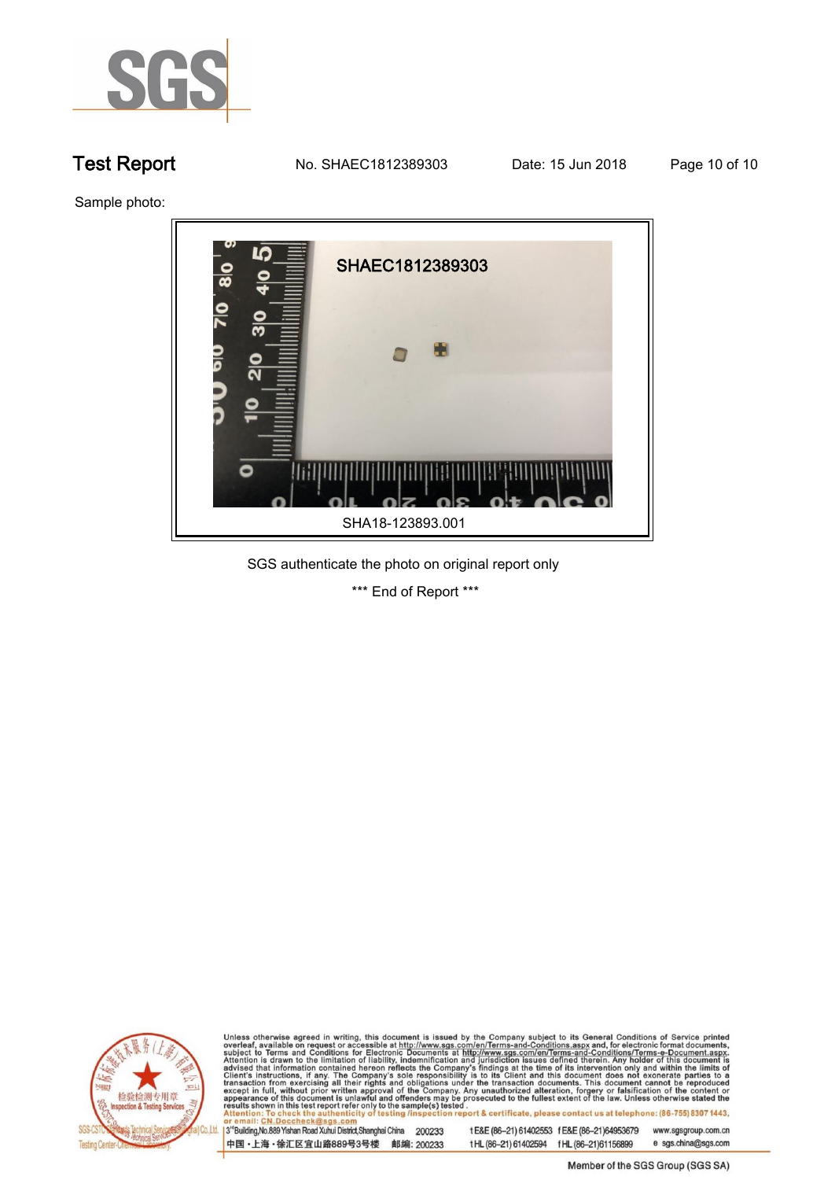# Test Report

No. SHAEC1812389303 Date: 15 Jun 2018

Sample photo:

SHA18-123893.001

SGS authenticate the photo on original report only

\*\*\* End of Report \*\*\*